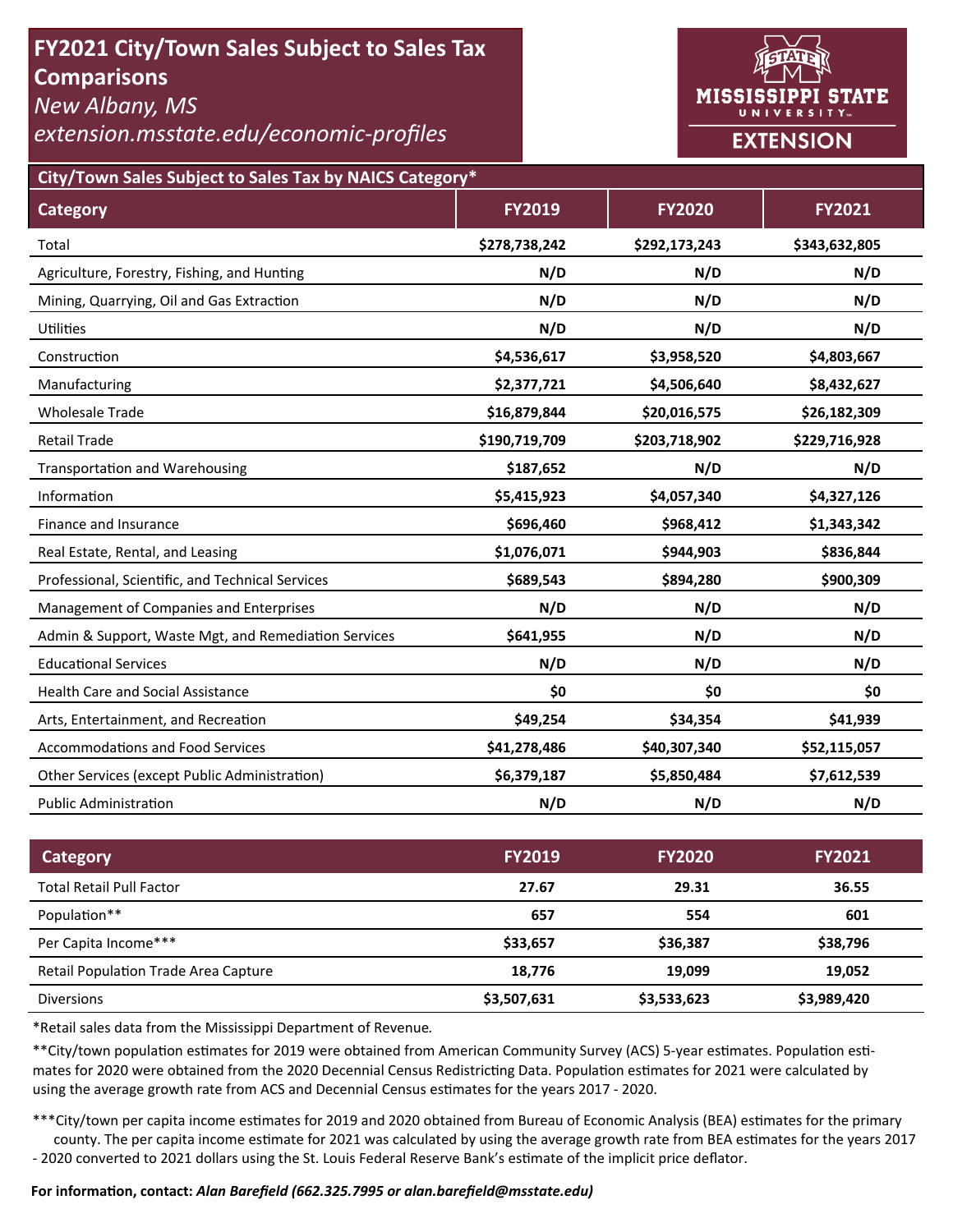# FY2021 City/Town Sales Subject to Sales Tax Comparisons

*New Albany, MS*

*extension.msstate.edu/economic-profiles*

MISSISSIPPI STATE UNIVERSITY EXTENSION

## City/Town Sales Subject to Sales Tax by NAICS Category*

| Category | FY2019 | FY2020 | FY2021 |
|---|---|---|---|
| Total | **$278,738,242** | **$292,173,243** | **$343,632,805** |
| Agriculture, Forestry, Fishing, and Hunting | **N/D** | **N/D** | **N/D** |
| Mining, Quarrying, Oil and Gas Extraction | **N/D** | **N/D** | **N/D** |
| Utilities | **N/D** | **N/D** | **N/D** |
| Construction | **$4,536,617** | **$3,958,520** | **$4,803,667** |
| Manufacturing | **$2,377,721** | **$4,506,640** | **$8,432,627** |
| Wholesale Trade | **$16,879,844** | **$20,016,575** | **$26,182,309** |
| Retail Trade | **$190,719,709** | **$203,718,902** | **$229,716,928** |
| Transportation and Warehousing | **$187,652** | **N/D** | **N/D** |
| Information | **$5,415,923** | **$4,057,340** | **$4,327,126** |
| Finance and Insurance | **$696,460** | **$968,412** | **$1,343,342** |
| Real Estate, Rental, and Leasing | **$1,076,071** | **$944,903** | **$836,844** |
| Professional, Scientific, and Technical Services | **$689,543** | **$894,280** | **$900,309** |
| Management of Companies and Enterprises | **N/D** | **N/D** | **N/D** |
| Admin & Support, Waste Mgt, and Remediation Services | **$641,955** | **N/D** | **N/D** |
| Educational Services | **N/D** | **N/D** | **N/D** |
| Health Care and Social Assistance | **$0** | **$0** | **$0** |
| Arts, Entertainment, and Recreation | **$49,254** | **$34,354** | **$41,939** |
| Accommodations and Food Services | **$41,278,486** | **$40,307,340** | **$52,115,057** |
| Other Services (except Public Administration) | **$6,379,187** | **$5,850,484** | **$7,612,539** |
| Public Administration | **N/D** | **N/D** | **N/D** |

| Category | FY2019 | FY2020 | FY2021 |
|---|---|---|---|
| Total Retail Pull Factor | **27.67** | **29.31** | **36.55** |
| Population** | **657** | **554** | **601** |
| Per Capita Income*** | **$33,657** | **$36,387** | **$38,796** |
| Retail Population Trade Area Capture | **18,776** | **19,099** | **19,052** |
| Diversions | **$3,507,631** | **$3,533,623** | **$3,989,420** |

*Retail sales data from the Mississippi Department of Revenue.

**City/town population estimates for 2019 were obtained from American Community Survey (ACS) 5-year estimates. Population estimates for 2020 were obtained from the 2020 Decennial Census Redistricting Data. Population estimates for 2021 were calculated by using the average growth rate from ACS and Decennial Census estimates for the years 2017 - 2020.

***City/town per capita income estimates for 2019 and 2020 obtained from Bureau of Economic Analysis (BEA) estimates for the primary county. The per capita income estimate for 2021 was calculated by using the average growth rate from BEA estimates for the years 2017 - 2020 converted to 2021 dollars using the St. Louis Federal Reserve Bank's estimate of the implicit price deflator.

**For information, contact:** ***Alan Barefield (662.325.7995 or alan.barefield@msstate.edu)***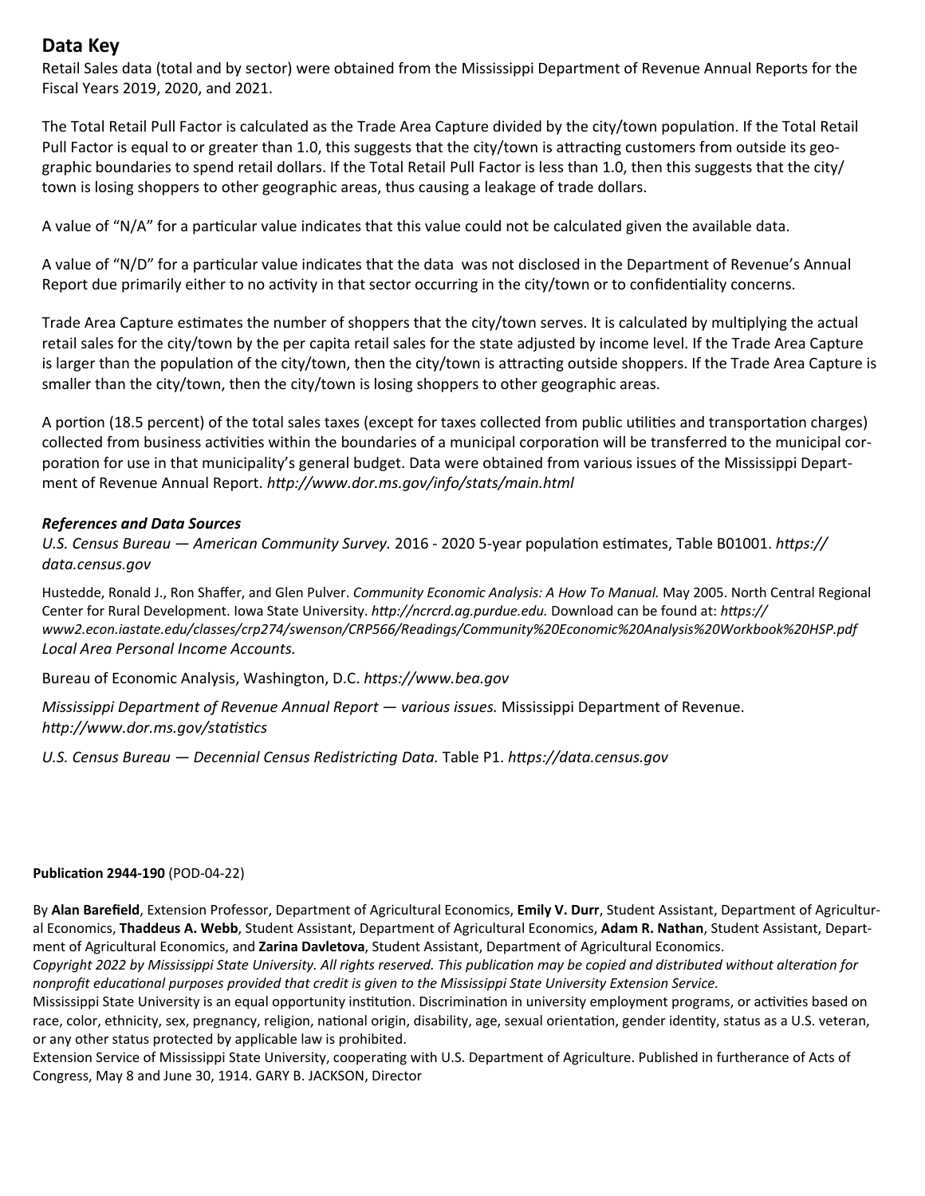## Data Key

Retail Sales data (total and by sector) were obtained from the Mississippi Department of Revenue Annual Reports for the Fiscal Years 2019, 2020, and 2021.

The Total Retail Pull Factor is calculated as the Trade Area Capture divided by the city/town population. If the Total Retail Pull Factor is equal to or greater than 1.0, this suggests that the city/town is attracting customers from outside its geographic boundaries to spend retail dollars. If the Total Retail Pull Factor is less than 1.0, then this suggests that the city/town is losing shoppers to other geographic areas, thus causing a leakage of trade dollars.

A value of "N/A" for a particular value indicates that this value could not be calculated given the available data.

A value of "N/D" for a particular value indicates that the data was not disclosed in the Department of Revenue's Annual Report due primarily either to no activity in that sector occurring in the city/town or to confidentiality concerns.

Trade Area Capture estimates the number of shoppers that the city/town serves. It is calculated by multiplying the actual retail sales for the city/town by the per capita retail sales for the state adjusted by income level. If the Trade Area Capture is larger than the population of the city/town, then the city/town is attracting outside shoppers. If the Trade Area Capture is smaller than the city/town, then the city/town is losing shoppers to other geographic areas.

A portion (18.5 percent) of the total sales taxes (except for taxes collected from public utilities and transportation charges) collected from business activities within the boundaries of a municipal corporation will be transferred to the municipal corporation for use in that municipality's general budget. Data were obtained from various issues of the Mississippi Department of Revenue Annual Report. *http://www.dor.ms.gov/info/stats/main.html*

### *References and Data Sources*

*U.S. Census Bureau — American Community Survey.* 2016 - 2020 5-year population estimates, Table B01001. *https://data.census.gov*

Hustedde, Ronald J., Ron Shaffer, and Glen Pulver. *Community Economic Analysis: A How To Manual.* May 2005. North Central Regional Center for Rural Development. Iowa State University. *http://ncrcrd.ag.purdue.edu.* Download can be found at: *https://www2.econ.iastate.edu/classes/crp274/swenson/CRP566/Readings/Community%20Economic%20Analysis%20Workbook%20HSP.pdf* *Local Area Personal Income Accounts.*

Bureau of Economic Analysis, Washington, D.C. *https://www.bea.gov*

*Mississippi Department of Revenue Annual Report — various issues.* Mississippi Department of Revenue. *http://www.dor.ms.gov/statistics*

*U.S. Census Bureau — Decennial Census Redistricting Data.* Table P1. *https://data.census.gov*

**Publication 2944-190** (POD-04-22)

By **Alan Barefield**, Extension Professor, Department of Agricultural Economics, **Emily V. Durr**, Student Assistant, Department of Agricultural Economics, **Thaddeus A. Webb**, Student Assistant, Department of Agricultural Economics, **Adam R. Nathan**, Student Assistant, Department of Agricultural Economics, and **Zarina Davletova**, Student Assistant, Department of Agricultural Economics.

*Copyright 2022 by Mississippi State University. All rights reserved. This publication may be copied and distributed without alteration for nonprofit educational purposes provided that credit is given to the Mississippi State University Extension Service.*

Mississippi State University is an equal opportunity institution. Discrimination in university employment programs, or activities based on race, color, ethnicity, sex, pregnancy, religion, national origin, disability, age, sexual orientation, gender identity, status as a U.S. veteran, or any other status protected by applicable law is prohibited.

Extension Service of Mississippi State University, cooperating with U.S. Department of Agriculture. Published in furtherance of Acts of Congress, May 8 and June 30, 1914. GARY B. JACKSON, Director